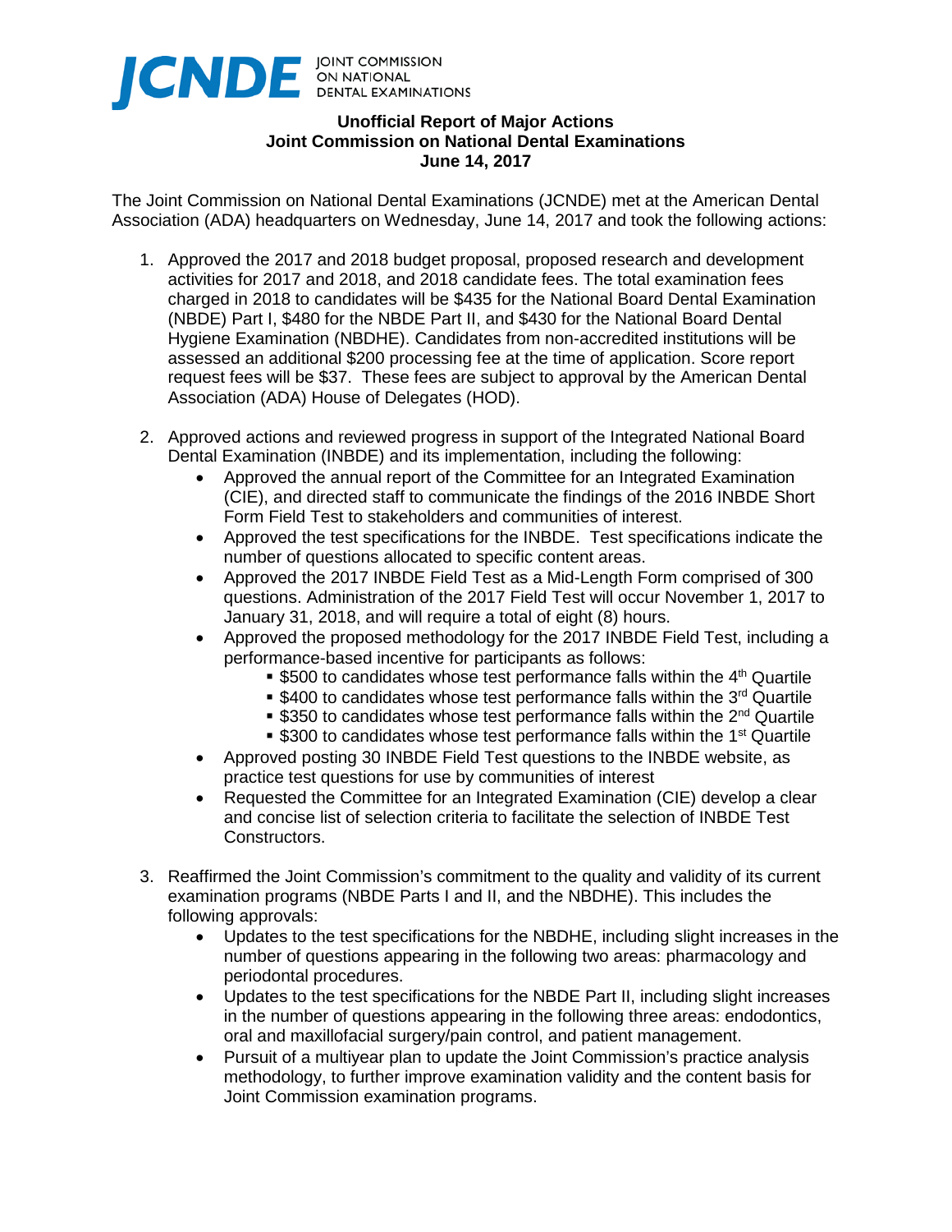JCNDE JOINT COMMISSION ON NATIONAL DENTAL EXAMINATIONS

**Unofficial Report of Major Actions**
**Joint Commission on National Dental Examinations**
**June 14, 2017**

The Joint Commission on National Dental Examinations (JCNDE) met at the American Dental Association (ADA) headquarters on Wednesday, June 14, 2017 and took the following actions:

1. Approved the 2017 and 2018 budget proposal, proposed research and development activities for 2017 and 2018, and 2018 candidate fees. The total examination fees charged in 2018 to candidates will be $435 for the National Board Dental Examination (NBDE) Part I, $480 for the NBDE Part II, and $430 for the National Board Dental Hygiene Examination (NBDHE). Candidates from non-accredited institutions will be assessed an additional $200 processing fee at the time of application. Score report request fees will be $37. These fees are subject to approval by the American Dental Association (ADA) House of Delegates (HOD).

2. Approved actions and reviewed progress in support of the Integrated National Board Dental Examination (INBDE) and its implementation, including the following:
   - Approved the annual report of the Committee for an Integrated Examination (CIE), and directed staff to communicate the findings of the 2016 INBDE Short Form Field Test to stakeholders and communities of interest.
   - Approved the test specifications for the INBDE. Test specifications indicate the number of questions allocated to specific content areas.
   - Approved the 2017 INBDE Field Test as a Mid-Length Form comprised of 300 questions. Administration of the 2017 Field Test will occur November 1, 2017 to January 31, 2018, and will require a total of eight (8) hours.
   - Approved the proposed methodology for the 2017 INBDE Field Test, including a performance-based incentive for participants as follows:
     - $500 to candidates whose test performance falls within the 4th Quartile
     - $400 to candidates whose test performance falls within the 3rd Quartile
     - $350 to candidates whose test performance falls within the 2nd Quartile
     - $300 to candidates whose test performance falls within the 1st Quartile
   - Approved posting 30 INBDE Field Test questions to the INBDE website, as practice test questions for use by communities of interest
   - Requested the Committee for an Integrated Examination (CIE) develop a clear and concise list of selection criteria to facilitate the selection of INBDE Test Constructors.

3. Reaffirmed the Joint Commission's commitment to the quality and validity of its current examination programs (NBDE Parts I and II, and the NBDHE). This includes the following approvals:
   - Updates to the test specifications for the NBDHE, including slight increases in the number of questions appearing in the following two areas: pharmacology and periodontal procedures.
   - Updates to the test specifications for the NBDE Part II, including slight increases in the number of questions appearing in the following three areas: endodontics, oral and maxillofacial surgery/pain control, and patient management.
   - Pursuit of a multiyear plan to update the Joint Commission's practice analysis methodology, to further improve examination validity and the content basis for Joint Commission examination programs.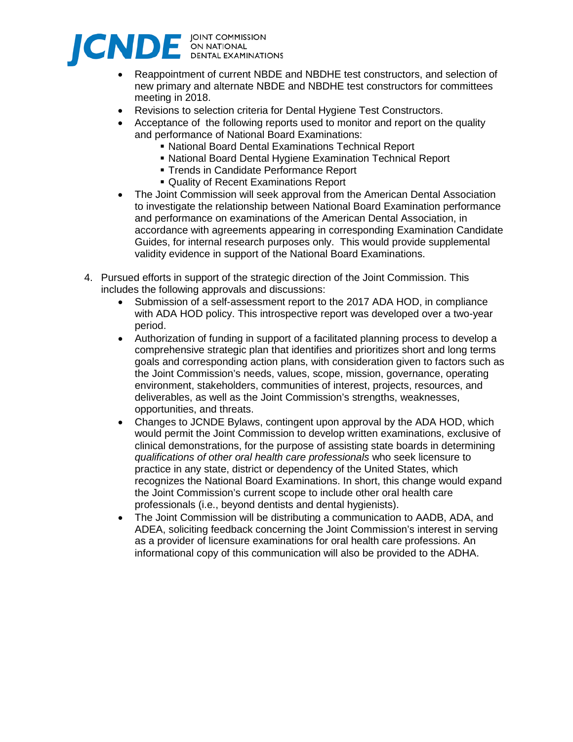- Reappointment of current NBDE and NBDHE test constructors, and selection of new primary and alternate NBDE and NBDHE test constructors for committees meeting in 2018.
- Revisions to selection criteria for Dental Hygiene Test Constructors.
- Acceptance of the following reports used to monitor and report on the quality and performance of National Board Examinations:
  - National Board Dental Examinations Technical Report
  - National Board Dental Hygiene Examination Technical Report
  - Trends in Candidate Performance Report
  - Quality of Recent Examinations Report
- The Joint Commission will seek approval from the American Dental Association to investigate the relationship between National Board Examination performance and performance on examinations of the American Dental Association, in accordance with agreements appearing in corresponding Examination Candidate Guides, for internal research purposes only. This would provide supplemental validity evidence in support of the National Board Examinations.

4. Pursued efforts in support of the strategic direction of the Joint Commission. This includes the following approvals and discussions:
   - Submission of a self-assessment report to the 2017 ADA HOD, in compliance with ADA HOD policy. This introspective report was developed over a two-year period.
   - Authorization of funding in support of a facilitated planning process to develop a comprehensive strategic plan that identifies and prioritizes short and long terms goals and corresponding action plans, with consideration given to factors such as the Joint Commission's needs, values, scope, mission, governance, operating environment, stakeholders, communities of interest, projects, resources, and deliverables, as well as the Joint Commission's strengths, weaknesses, opportunities, and threats.
   - Changes to JCNDE Bylaws, contingent upon approval by the ADA HOD, which would permit the Joint Commission to develop written examinations, exclusive of clinical demonstrations, for the purpose of assisting state boards in determining *qualifications of other oral health care professionals* who seek licensure to practice in any state, district or dependency of the United States, which recognizes the National Board Examinations. In short, this change would expand the Joint Commission's current scope to include other oral health care professionals (i.e., beyond dentists and dental hygienists).
   - The Joint Commission will be distributing a communication to AADB, ADA, and ADEA, soliciting feedback concerning the Joint Commission's interest in serving as a provider of licensure examinations for oral health care professions. An informational copy of this communication will also be provided to the ADHA.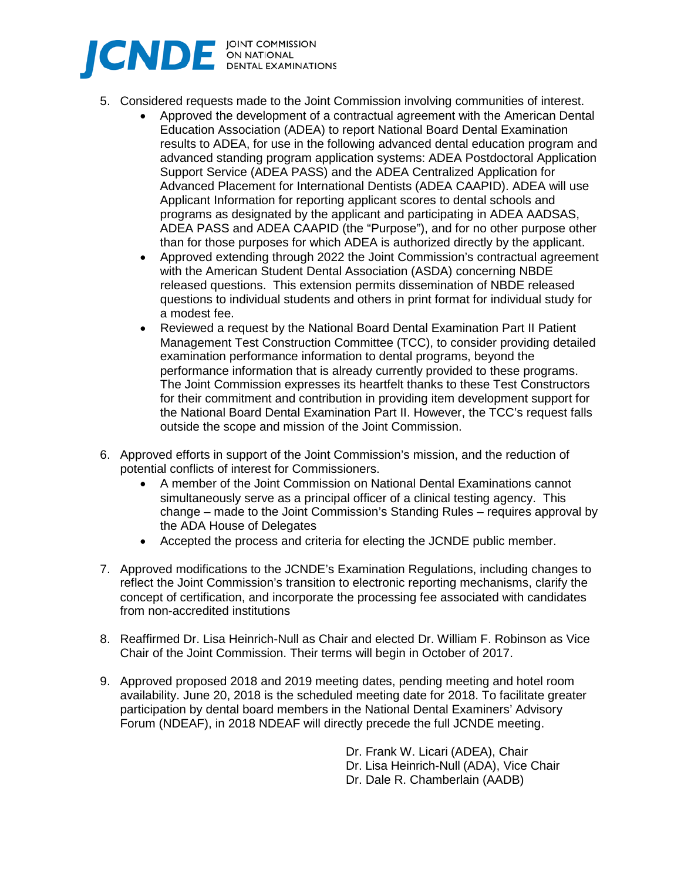5. Considered requests made to the Joint Commission involving communities of interest.
    - Approved the development of a contractual agreement with the American Dental Education Association (ADEA) to report National Board Dental Examination results to ADEA, for use in the following advanced dental education program and advanced standing program application systems: ADEA Postdoctoral Application Support Service (ADEA PASS) and the ADEA Centralized Application for Advanced Placement for International Dentists (ADEA CAAPID). ADEA will use Applicant Information for reporting applicant scores to dental schools and programs as designated by the applicant and participating in ADEA AADSAS, ADEA PASS and ADEA CAAPID (the "Purpose"), and for no other purpose other than for those purposes for which ADEA is authorized directly by the applicant.
    - Approved extending through 2022 the Joint Commission's contractual agreement with the American Student Dental Association (ASDA) concerning NBDE released questions. This extension permits dissemination of NBDE released questions to individual students and others in print format for individual study for a modest fee.
    - Reviewed a request by the National Board Dental Examination Part II Patient Management Test Construction Committee (TCC), to consider providing detailed examination performance information to dental programs, beyond the performance information that is already currently provided to these programs. The Joint Commission expresses its heartfelt thanks to these Test Constructors for their commitment and contribution in providing item development support for the National Board Dental Examination Part II. However, the TCC's request falls outside the scope and mission of the Joint Commission.

6. Approved efforts in support of the Joint Commission's mission, and the reduction of potential conflicts of interest for Commissioners.
    - A member of the Joint Commission on National Dental Examinations cannot simultaneously serve as a principal officer of a clinical testing agency. This change – made to the Joint Commission's Standing Rules – requires approval by the ADA House of Delegates
    - Accepted the process and criteria for electing the JCNDE public member.

7. Approved modifications to the JCNDE's Examination Regulations, including changes to reflect the Joint Commission's transition to electronic reporting mechanisms, clarify the concept of certification, and incorporate the processing fee associated with candidates from non-accredited institutions

8. Reaffirmed Dr. Lisa Heinrich-Null as Chair and elected Dr. William F. Robinson as Vice Chair of the Joint Commission. Their terms will begin in October of 2017.

9. Approved proposed 2018 and 2019 meeting dates, pending meeting and hotel room availability. June 20, 2018 is the scheduled meeting date for 2018. To facilitate greater participation by dental board members in the National Dental Examiners' Advisory Forum (NDEAF), in 2018 NDEAF will directly precede the full JCNDE meeting.

Dr. Frank W. Licari (ADEA), Chair
Dr. Lisa Heinrich-Null (ADA), Vice Chair
Dr. Dale R. Chamberlain (AADB)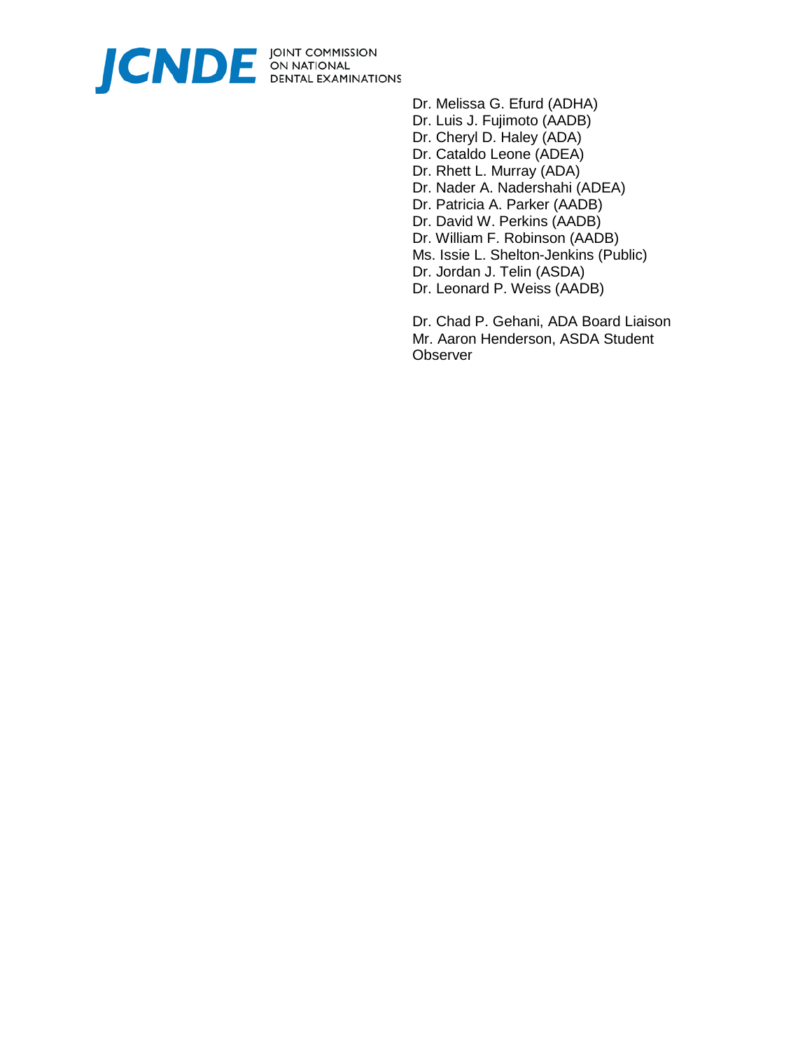JCNDE JOINT COMMISSION ON NATIONAL DENTAL EXAMINATIONS

Dr. Melissa G. Efurd (ADHA)
Dr. Luis J. Fujimoto (AADB)
Dr. Cheryl D. Haley (ADA)
Dr. Cataldo Leone (ADEA)
Dr. Rhett L. Murray (ADA)
Dr. Nader A. Nadershahi (ADEA)
Dr. Patricia A. Parker (AADB)
Dr. David W. Perkins (AADB)
Dr. William F. Robinson (AADB)
Ms. Issie L. Shelton-Jenkins (Public)
Dr. Jordan J. Telin (ASDA)
Dr. Leonard P. Weiss (AADB)

Dr. Chad P. Gehani, ADA Board Liaison
Mr. Aaron Henderson, ASDA Student Observer